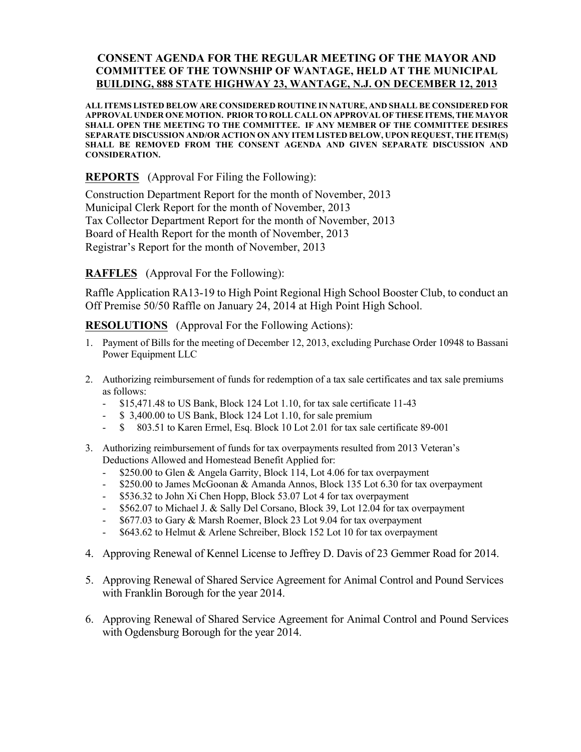# CONSENT AGENDA FOR THE REGULAR MEETING OF THE MAYOR AND COMMITTEE OF THE TOWNSHIP OF WANTAGE, HELD AT THE MUNICIPAL BUILDING, 888 STATE HIGHWAY 23, WANTAGE, N.J. ON DECEMBER 12, 2013

**ALL ITEMS LISTED BELOW ARE CONSIDERED ROUTINE IN NATURE, AND SHALL BE CONSIDERED FOR APPROVAL UNDER ONE MOTION. PRIOR TO ROLL CALL ON APPROVAL OF THESE ITEMS, THE MAYOR SHALL OPEN THE MEETING TO THE COMMITTEE. IF ANY MEMBER OF THE COMMITTEE DESIRES SEPARATE DISCUSSION AND/OR ACTION ON ANY ITEM LISTED BELOW, UPON REQUEST, THE ITEM(S) SHALL BE REMOVED FROM THE CONSENT AGENDA AND GIVEN SEPARATE DISCUSSION AND CONSIDERATION.**

**REPORTS** (Approval For Filing the Following):

Construction Department Report for the month of November, 2013
Municipal Clerk Report for the month of November, 2013
Tax Collector Department Report for the month of November, 2013
Board of Health Report for the month of November, 2013
Registrar's Report for the month of November, 2013

**RAFFLES** (Approval For the Following):

Raffle Application RA13-19 to High Point Regional High School Booster Club, to conduct an Off Premise 50/50 Raffle on January 24, 2014 at High Point High School.

**RESOLUTIONS** (Approval For the Following Actions):

1. Payment of Bills for the meeting of December 12, 2013, excluding Purchase Order 10948 to Bassani Power Equipment LLC

2. Authorizing reimbursement of funds for redemption of a tax sale certificates and tax sale premiums as follows:
   - $15,471.48 to US Bank, Block 124 Lot 1.10, for tax sale certificate 11-43
   - $ 3,400.00 to US Bank, Block 124 Lot 1.10, for sale premium
   - $ 803.51 to Karen Ermel, Esq. Block 10 Lot 2.01 for tax sale certificate 89-001

3. Authorizing reimbursement of funds for tax overpayments resulted from 2013 Veteran's Deductions Allowed and Homestead Benefit Applied for:
   - $250.00 to Glen & Angela Garrity, Block 114, Lot 4.06 for tax overpayment
   - $250.00 to James McGoonan & Amanda Annos, Block 135 Lot 6.30 for tax overpayment
   - $536.32 to John Xi Chen Hopp, Block 53.07 Lot 4 for tax overpayment
   - $562.07 to Michael J. & Sally Del Corsano, Block 39, Lot 12.04 for tax overpayment
   - $677.03 to Gary & Marsh Roemer, Block 23 Lot 9.04 for tax overpayment
   - $643.62 to Helmut & Arlene Schreiber, Block 152 Lot 10 for tax overpayment

4. Approving Renewal of Kennel License to Jeffrey D. Davis of 23 Gemmer Road for 2014.

5. Approving Renewal of Shared Service Agreement for Animal Control and Pound Services with Franklin Borough for the year 2014.

6. Approving Renewal of Shared Service Agreement for Animal Control and Pound Services with Ogdensburg Borough for the year 2014.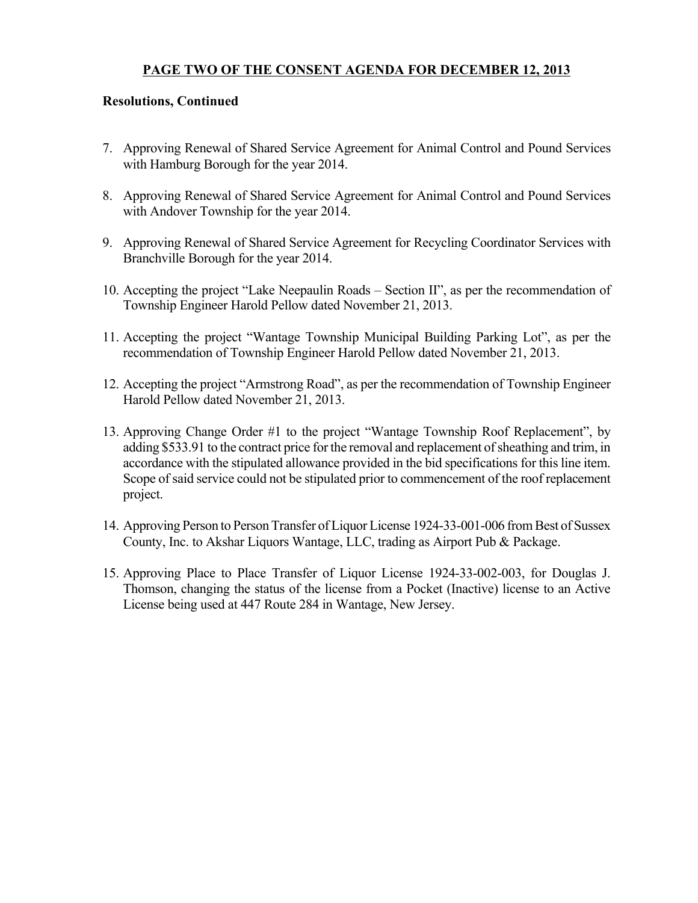## PAGE TWO OF THE CONSENT AGENDA FOR DECEMBER 12, 2013

**Resolutions, Continued**

7. Approving Renewal of Shared Service Agreement for Animal Control and Pound Services with Hamburg Borough for the year 2014.

8. Approving Renewal of Shared Service Agreement for Animal Control and Pound Services with Andover Township for the year 2014.

9. Approving Renewal of Shared Service Agreement for Recycling Coordinator Services with Branchville Borough for the year 2014.

10. Accepting the project "Lake Neepaulin Roads – Section II", as per the recommendation of Township Engineer Harold Pellow dated November 21, 2013.

11. Accepting the project "Wantage Township Municipal Building Parking Lot", as per the recommendation of Township Engineer Harold Pellow dated November 21, 2013.

12. Accepting the project "Armstrong Road", as per the recommendation of Township Engineer Harold Pellow dated November 21, 2013.

13. Approving Change Order #1 to the project "Wantage Township Roof Replacement", by adding $533.91 to the contract price for the removal and replacement of sheathing and trim, in accordance with the stipulated allowance provided in the bid specifications for this line item. Scope of said service could not be stipulated prior to commencement of the roof replacement project.

14. Approving Person to Person Transfer of Liquor License 1924-33-001-006 from Best of Sussex County, Inc. to Akshar Liquors Wantage, LLC, trading as Airport Pub & Package.

15. Approving Place to Place Transfer of Liquor License 1924-33-002-003, for Douglas J. Thomson, changing the status of the license from a Pocket (Inactive) license to an Active License being used at 447 Route 284 in Wantage, New Jersey.